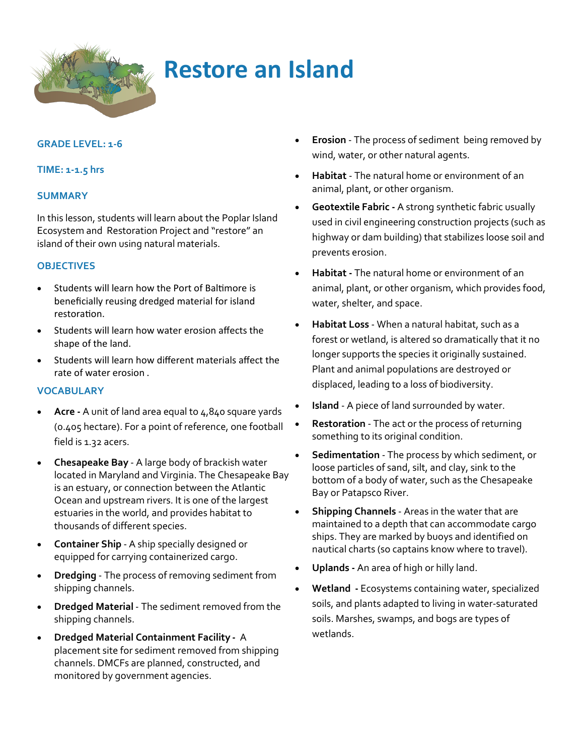# Restore an Island

## GRADE LEVEL: 1-6

## TIME: 1-1.5 hrs

## SUMMARY

In this lesson, students will learn about the Poplar Island Ecosystem and Restoration Project and "restore" an island of their own using natural materials.

## OBJECTIVES

- Students will learn how the Port of Baltimore is beneficially reusing dredged material for island restoration.
- Students will learn how water erosion affects the shape of the land.
- Students will learn how different materials affect the rate of water erosion .

## VOCABULARY

- **Acre -** A unit of land area equal to 4,840 square yards (0.405 hectare). For a point of reference, one football field is 1.32 acers.
- **Chesapeake Bay** - A large body of brackish water located in Maryland and Virginia. The Chesapeake Bay is an estuary, or connection between the Atlantic Ocean and upstream rivers. It is one of the largest estuaries in the world, and provides habitat to thousands of different species.
- **Container Ship** - A ship specially designed or equipped for carrying containerized cargo.
- **Dredging** - The process of removing sediment from shipping channels.
- **Dredged Material** - The sediment removed from the shipping channels.
- **Dredged Material Containment Facility -** A placement site for sediment removed from shipping channels. DMCFs are planned, constructed, and monitored by government agencies.
- **Erosion** - The process of sediment being removed by wind, water, or other natural agents.
- **Habitat** - The natural home or environment of an animal, plant, or other organism.
- **Geotextile Fabric -** A strong synthetic fabric usually used in civil engineering construction projects (such as highway or dam building) that stabilizes loose soil and prevents erosion.
- **Habitat -** The natural home or environment of an animal, plant, or other organism, which provides food, water, shelter, and space.
- **Habitat Loss** - When a natural habitat, such as a forest or wetland, is altered so dramatically that it no longer supports the species it originally sustained. Plant and animal populations are destroyed or displaced, leading to a loss of biodiversity.
- **Island** - A piece of land surrounded by water.
- **Restoration** - The act or the process of returning something to its original condition.
- **Sedimentation** - The process by which sediment, or loose particles of sand, silt, and clay, sink to the bottom of a body of water, such as the Chesapeake Bay or Patapsco River.
- **Shipping Channels** - Areas in the water that are maintained to a depth that can accommodate cargo ships. They are marked by buoys and identified on nautical charts (so captains know where to travel).
- **Uplands -** An area of high or hilly land.
- **Wetland -** Ecosystems containing water, specialized soils, and plants adapted to living in water-saturated soils. Marshes, swamps, and bogs are types of wetlands.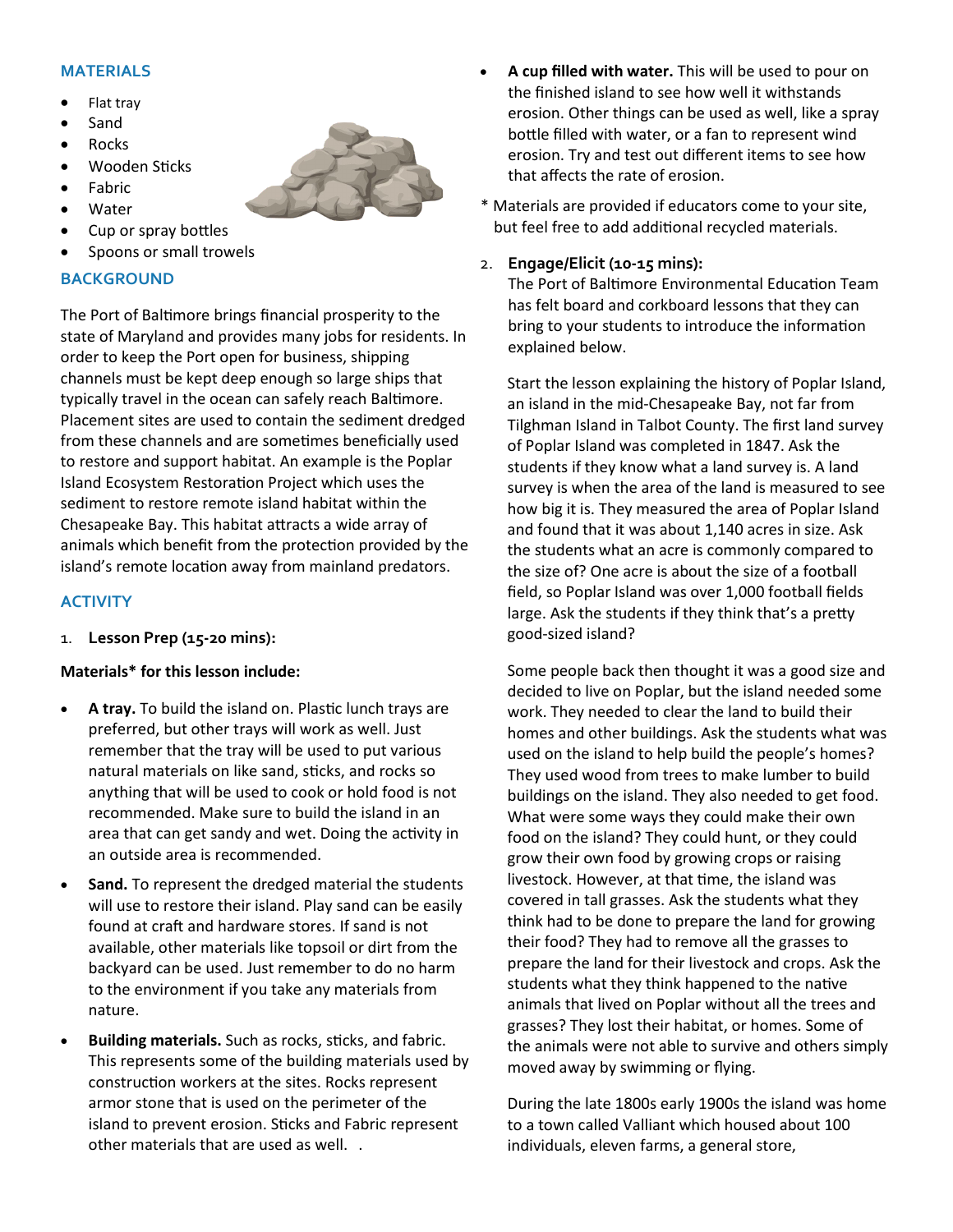## MATERIALS

- Flat tray
- Sand
- Rocks
- Wooden Sticks
- Fabric
- Water
- Cup or spray bottles
- Spoons or small trowels

## BACKGROUND

The Port of Baltimore brings financial prosperity to the state of Maryland and provides many jobs for residents. In order to keep the Port open for business, shipping channels must be kept deep enough so large ships that typically travel in the ocean can safely reach Baltimore. Placement sites are used to contain the sediment dredged from these channels and are sometimes beneficially used to restore and support habitat. An example is the Poplar Island Ecosystem Restoration Project which uses the sediment to restore remote island habitat within the Chesapeake Bay. This habitat attracts a wide array of animals which benefit from the protection provided by the island's remote location away from mainland predators.

## ACTIVITY

1. **Lesson Prep (15-20 mins):**

**Materials* for this lesson include:**

- **A tray.** To build the island on. Plastic lunch trays are preferred, but other trays will work as well. Just remember that the tray will be used to put various natural materials on like sand, sticks, and rocks so anything that will be used to cook or hold food is not recommended. Make sure to build the island in an area that can get sandy and wet. Doing the activity in an outside area is recommended.
- **Sand.** To represent the dredged material the students will use to restore their island. Play sand can be easily found at craft and hardware stores. If sand is not available, other materials like topsoil or dirt from the backyard can be used. Just remember to do no harm to the environment if you take any materials from nature.
- **Building materials.** Such as rocks, sticks, and fabric. This represents some of the building materials used by construction workers at the sites. Rocks represent armor stone that is used on the perimeter of the island to prevent erosion. Sticks and Fabric represent other materials that are used as well. .
- **A cup filled with water.** This will be used to pour on the finished island to see how well it withstands erosion. Other things can be used as well, like a spray bottle filled with water, or a fan to represent wind erosion. Try and test out different items to see how that affects the rate of erosion.

* Materials are provided if educators come to your site, but feel free to add additional recycled materials.

2. **Engage/Elicit (10-15 mins):**

The Port of Baltimore Environmental Education Team has felt board and corkboard lessons that they can bring to your students to introduce the information explained below.

Start the lesson explaining the history of Poplar Island, an island in the mid-Chesapeake Bay, not far from Tilghman Island in Talbot County. The first land survey of Poplar Island was completed in 1847. Ask the students if they know what a land survey is. A land survey is when the area of the land is measured to see how big it is. They measured the area of Poplar Island and found that it was about 1,140 acres in size. Ask the students what an acre is commonly compared to the size of? One acre is about the size of a football field, so Poplar Island was over 1,000 football fields large. Ask the students if they think that's a pretty good-sized island?

Some people back then thought it was a good size and decided to live on Poplar, but the island needed some work. They needed to clear the land to build their homes and other buildings. Ask the students what was used on the island to help build the people's homes? They used wood from trees to make lumber to build buildings on the island. They also needed to get food. What were some ways they could make their own food on the island? They could hunt, or they could grow their own food by growing crops or raising livestock. However, at that time, the island was covered in tall grasses. Ask the students what they think had to be done to prepare the land for growing their food? They had to remove all the grasses to prepare the land for their livestock and crops. Ask the students what they think happened to the native animals that lived on Poplar without all the trees and grasses? They lost their habitat, or homes. Some of the animals were not able to survive and others simply moved away by swimming or flying.

During the late 1800s early 1900s the island was home to a town called Valliant which housed about 100 individuals, eleven farms, a general store,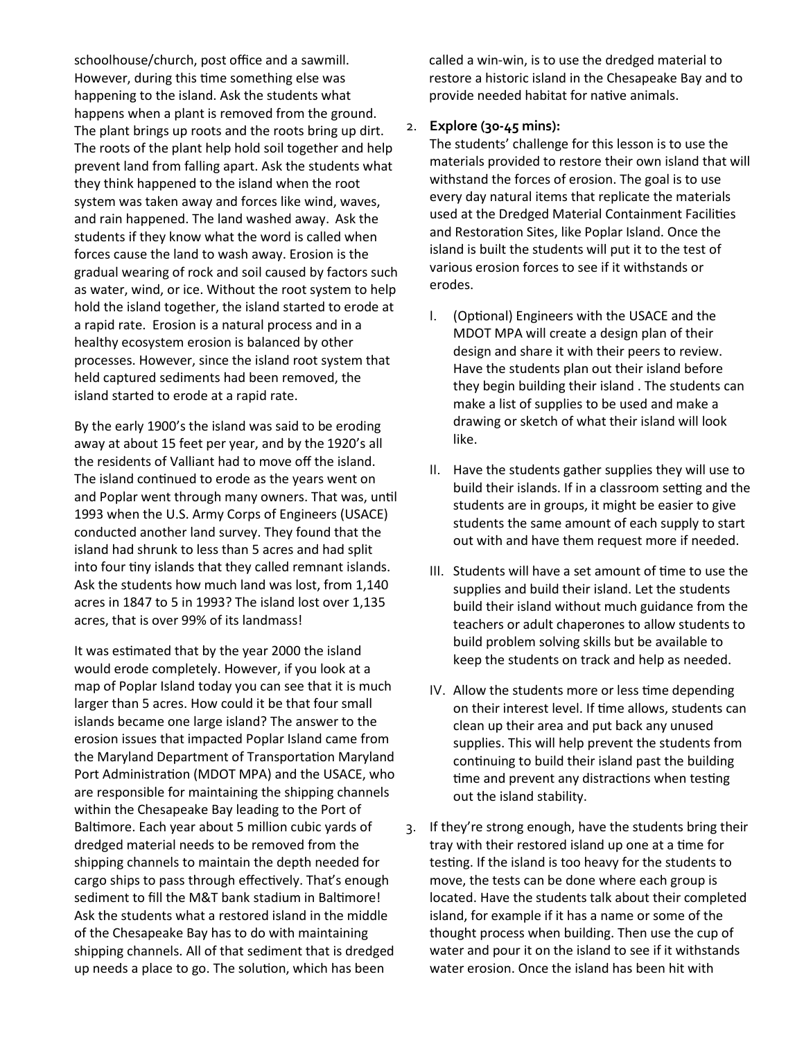schoolhouse/church, post office and a sawmill. However, during this time something else was happening to the island. Ask the students what happens when a plant is removed from the ground. The plant brings up roots and the roots bring up dirt. The roots of the plant help hold soil together and help prevent land from falling apart. Ask the students what they think happened to the island when the root system was taken away and forces like wind, waves, and rain happened. The land washed away. Ask the students if they know what the word is called when forces cause the land to wash away. Erosion is the gradual wearing of rock and soil caused by factors such as water, wind, or ice. Without the root system to help hold the island together, the island started to erode at a rapid rate. Erosion is a natural process and in a healthy ecosystem erosion is balanced by other processes. However, since the island root system that held captured sediments had been removed, the island started to erode at a rapid rate.

By the early 1900's the island was said to be eroding away at about 15 feet per year, and by the 1920's all the residents of Valliant had to move off the island. The island continued to erode as the years went on and Poplar went through many owners. That was, until 1993 when the U.S. Army Corps of Engineers (USACE) conducted another land survey. They found that the island had shrunk to less than 5 acres and had split into four tiny islands that they called remnant islands. Ask the students how much land was lost, from 1,140 acres in 1847 to 5 in 1993? The island lost over 1,135 acres, that is over 99% of its landmass!

It was estimated that by the year 2000 the island would erode completely. However, if you look at a map of Poplar Island today you can see that it is much larger than 5 acres. How could it be that four small islands became one large island? The answer to the erosion issues that impacted Poplar Island came from the Maryland Department of Transportation Maryland Port Administration (MDOT MPA) and the USACE, who are responsible for maintaining the shipping channels within the Chesapeake Bay leading to the Port of Baltimore. Each year about 5 million cubic yards of dredged material needs to be removed from the shipping channels to maintain the depth needed for cargo ships to pass through effectively. That's enough sediment to fill the M&T bank stadium in Baltimore! Ask the students what a restored island in the middle of the Chesapeake Bay has to do with maintaining shipping channels. All of that sediment that is dredged up needs a place to go. The solution, which has been called a win-win, is to use the dredged material to restore a historic island in the Chesapeake Bay and to provide needed habitat for native animals.

2. **Explore (30-45 mins):**
   The students' challenge for this lesson is to use the materials provided to restore their own island that will withstand the forces of erosion. The goal is to use every day natural items that replicate the materials used at the Dredged Material Containment Facilities and Restoration Sites, like Poplar Island. Once the island is built the students will put it to the test of various erosion forces to see if it withstands or erodes.

   I. (Optional) Engineers with the USACE and the MDOT MPA will create a design plan of their design and share it with their peers to review. Have the students plan out their island before they begin building their island . The students can make a list of supplies to be used and make a drawing or sketch of what their island will look like.

   II. Have the students gather supplies they will use to build their islands. If in a classroom setting and the students are in groups, it might be easier to give students the same amount of each supply to start out with and have them request more if needed.

   III. Students will have a set amount of time to use the supplies and build their island. Let the students build their island without much guidance from the teachers or adult chaperones to allow students to build problem solving skills but be available to keep the students on track and help as needed.

   IV. Allow the students more or less time depending on their interest level. If time allows, students can clean up their area and put back any unused supplies. This will help prevent the students from continuing to build their island past the building time and prevent any distractions when testing out the island stability.

3. If they're strong enough, have the students bring their tray with their restored island up one at a time for testing. If the island is too heavy for the students to move, the tests can be done where each group is located. Have the students talk about their completed island, for example if it has a name or some of the thought process when building. Then use the cup of water and pour it on the island to see if it withstands water erosion. Once the island has been hit with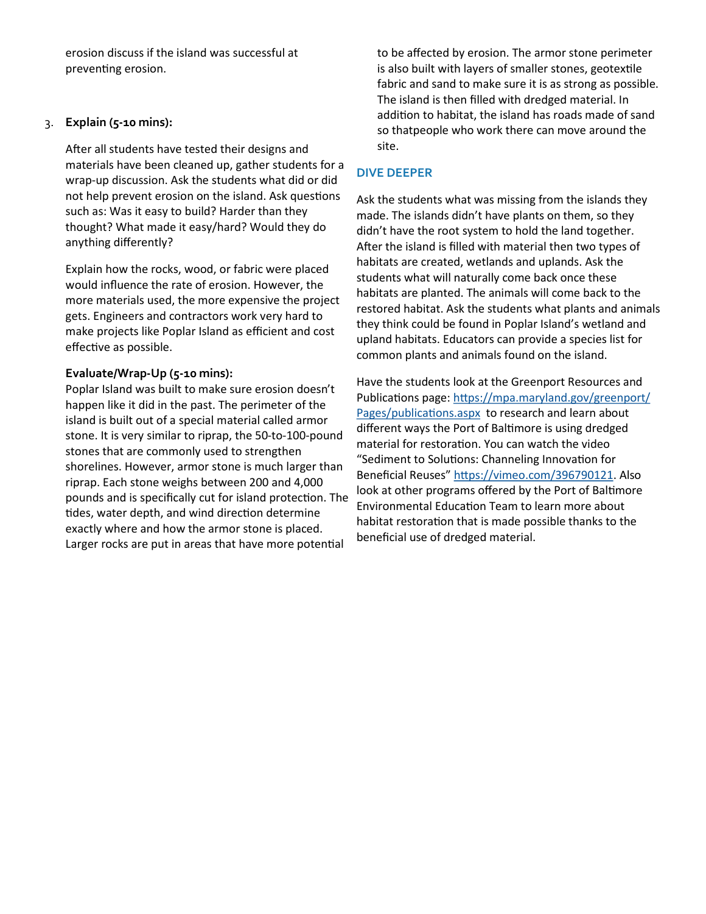erosion discuss if the island was successful at preventing erosion.

3. **Explain (5-10 mins):**

   After all students have tested their designs and materials have been cleaned up, gather students for a wrap-up discussion. Ask the students what did or did not help prevent erosion on the island. Ask questions such as: Was it easy to build? Harder than they thought? What made it easy/hard? Would they do anything differently?

   Explain how the rocks, wood, or fabric were placed would influence the rate of erosion. However, the more materials used, the more expensive the project gets. Engineers and contractors work very hard to make projects like Poplar Island as efficient and cost effective as possible.

   **Evaluate/Wrap-Up (5-10 mins):**
   Poplar Island was built to make sure erosion doesn't happen like it did in the past. The perimeter of the island is built out of a special material called armor stone. It is very similar to riprap, the 50-to-100-pound stones that are commonly used to strengthen shorelines. However, armor stone is much larger than riprap. Each stone weighs between 200 and 4,000 pounds and is specifically cut for island protection. The tides, water depth, and wind direction determine exactly where and how the armor stone is placed. Larger rocks are put in areas that have more potential to be affected by erosion. The armor stone perimeter is also built with layers of smaller stones, geotextile fabric and sand to make sure it is as strong as possible. The island is then filled with dredged material. In addition to habitat, the island has roads made of sand so thatpeople who work there can move around the site.

## DIVE DEEPER

Ask the students what was missing from the islands they made. The islands didn't have plants on them, so they didn't have the root system to hold the land together. After the island is filled with material then two types of habitats are created, wetlands and uplands. Ask the students what will naturally come back once these habitats are planted. The animals will come back to the restored habitat. Ask the students what plants and animals they think could be found in Poplar Island's wetland and upland habitats. Educators can provide a species list for common plants and animals found on the island.

Have the students look at the Greenport Resources and Publications page: https://mpa.maryland.gov/greenport/Pages/publications.aspx to research and learn about different ways the Port of Baltimore is using dredged material for restoration. You can watch the video "Sediment to Solutions: Channeling Innovation for Beneficial Reuses" https://vimeo.com/396790121. Also look at other programs offered by the Port of Baltimore Environmental Education Team to learn more about habitat restoration that is made possible thanks to the beneficial use of dredged material.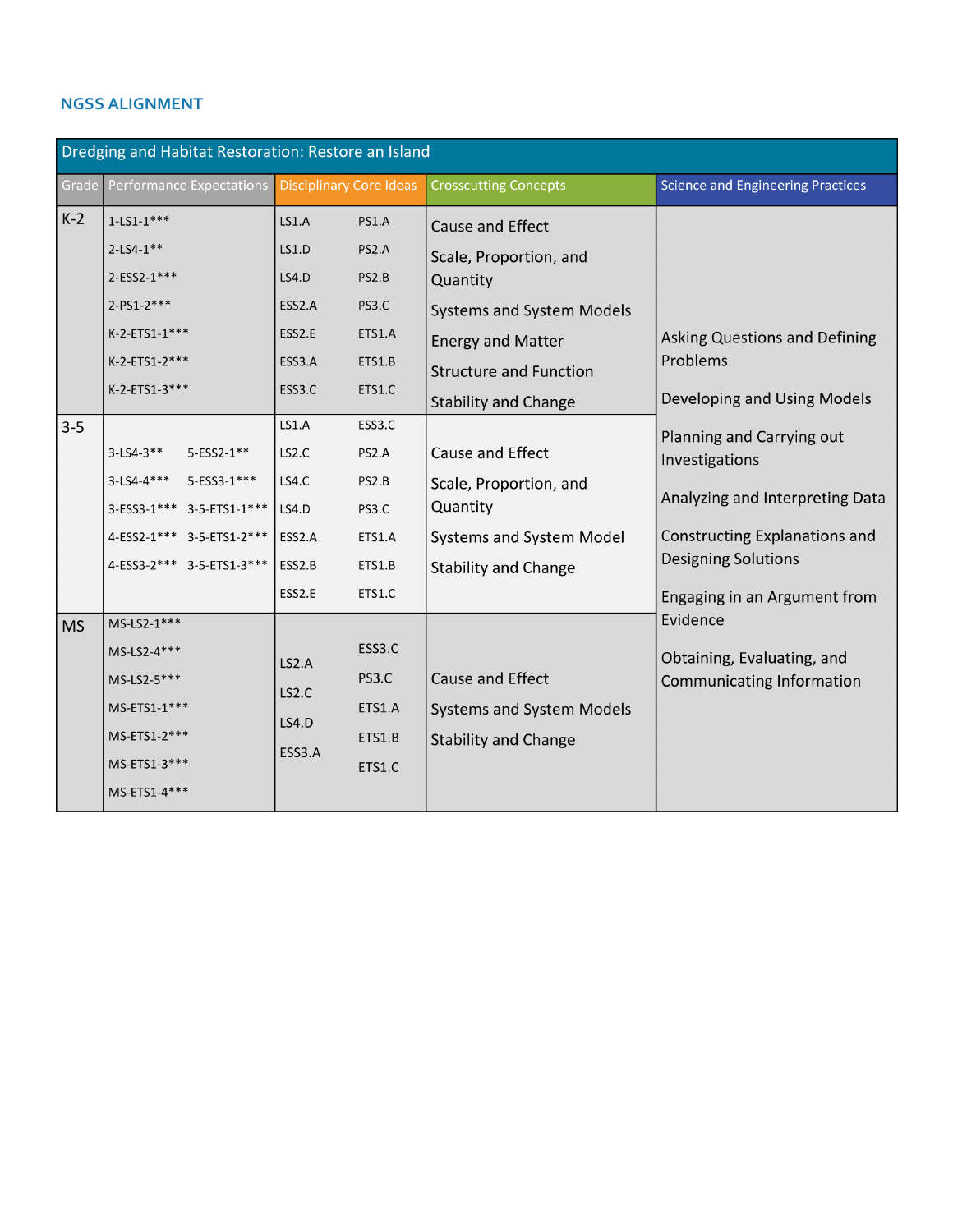## NGSS ALIGNMENT

| Dredging and Habitat Restoration: Restore an Island | | | | |
|---|---|---|---|---|
| Grade | Performance Expectations | Disciplinary Core Ideas | Crosscutting Concepts | Science and Engineering Practices |
| K-2 | 1-LS1-1***<br>2-LS4-1**<br>2-ESS2-1***<br>2-PS1-2***<br>K-2-ETS1-1***<br>K-2-ETS1-2***<br>K-2-ETS1-3*** | LS1.A PS1.A<br>LS1.D PS2.A<br>LS4.D PS2.B<br>ESS2.A PS3.C<br>ESS2.E ETS1.A<br>ESS3.A ETS1.B<br>ESS3.C ETS1.C | Cause and Effect<br>Scale, Proportion, and Quantity<br>Systems and System Models<br>Energy and Matter<br>Structure and Function<br>Stability and Change | Asking Questions and Defining Problems<br>Developing and Using Models<br>Planning and Carrying out Investigations<br>Analyzing and Interpreting Data<br>Constructing Explanations and Designing Solutions<br>Engaging in an Argument from Evidence<br>Obtaining, Evaluating, and Communicating Information |
| 3-5 | 3-LS4-3** 5-ESS2-1**<br>3-LS4-4*** 5-ESS3-1***<br>3-ESS3-1*** 3-5-ETS1-1***<br>4-ESS2-1*** 3-5-ETS1-2***<br>4-ESS3-2*** 3-5-ETS1-3*** | LS1.A ESS3.C<br>LS2.C PS2.A<br>LS4.C PS2.B<br>LS4.D PS3.C<br>ESS2.A ETS1.A<br>ESS2.B ETS1.B<br>ESS2.E ETS1.C | Cause and Effect<br>Scale, Proportion, and Quantity<br>Systems and System Model<br>Stability and Change | |
| MS | MS-LS2-1***<br>MS-LS2-4***<br>MS-LS2-5***<br>MS-ETS1-1***<br>MS-ETS1-2***<br>MS-ETS1-3***<br>MS-ETS1-4*** | LS2.A ESS3.C<br>LS2.C PS3.C<br>LS4.D ETS1.A<br>ESS3.A ETS1.B<br>ETS1.C | Cause and Effect<br>Systems and System Models<br>Stability and Change | |